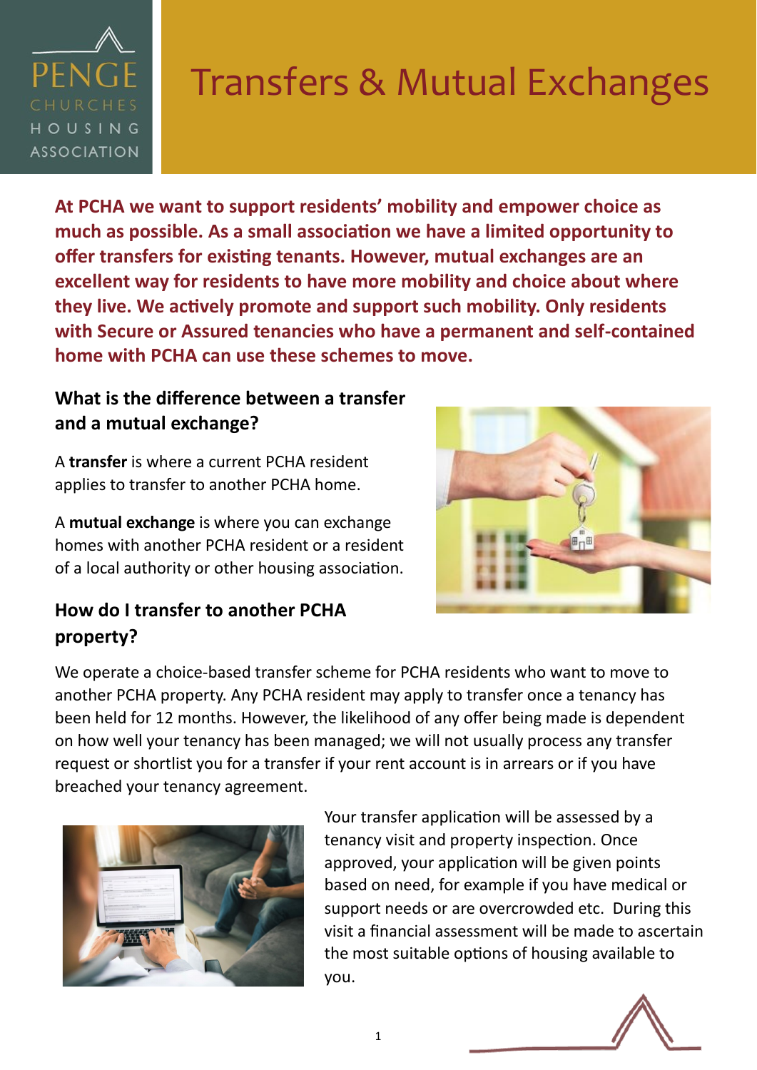PENGE CHURCHES HOUSING ASSOCIATION

# Transfers & Mutual Exchanges

**At PCHA we want to support residents' mobility and empower choice as much as possible. As a small association we have a limited opportunity to offer transfers for existing tenants. However, mutual exchanges are an excellent way for residents to have more mobility and choice about where they live. We actively promote and support such mobility. Only residents with Secure or Assured tenancies who have a permanent and self-contained home with PCHA can use these schemes to move.**

## What is the difference between a transfer and a mutual exchange?

A **transfer** is where a current PCHA resident applies to transfer to another PCHA home.

A **mutual exchange** is where you can exchange homes with another PCHA resident or a resident of a local authority or other housing association.

## How do I transfer to another PCHA property?

We operate a choice-based transfer scheme for PCHA residents who want to move to another PCHA property. Any PCHA resident may apply to transfer once a tenancy has been held for 12 months. However, the likelihood of any offer being made is dependent on how well your tenancy has been managed; we will not usually process any transfer request or shortlist you for a transfer if your rent account is in arrears or if you have breached your tenancy agreement.

Your transfer application will be assessed by a tenancy visit and property inspection. Once approved, your application will be given points based on need, for example if you have medical or support needs or are overcrowded etc. During this visit a financial assessment will be made to ascertain the most suitable options of housing available to you.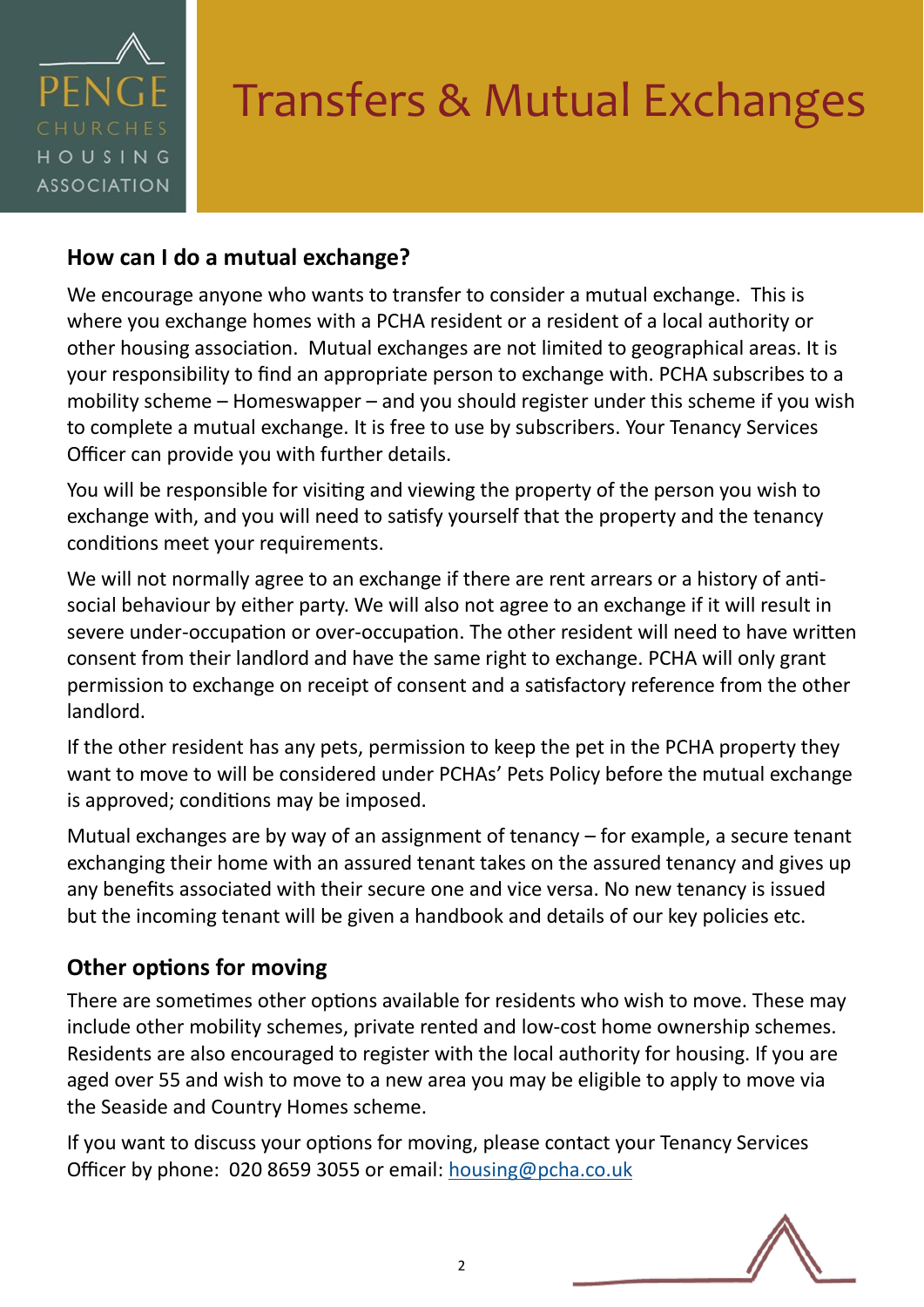# Transfers & Mutual Exchanges

## How can I do a mutual exchange?

We encourage anyone who wants to transfer to consider a mutual exchange. This is where you exchange homes with a PCHA resident or a resident of a local authority or other housing association. Mutual exchanges are not limited to geographical areas. It is your responsibility to find an appropriate person to exchange with. PCHA subscribes to a mobility scheme – Homeswapper – and you should register under this scheme if you wish to complete a mutual exchange. It is free to use by subscribers. Your Tenancy Services Officer can provide you with further details.

You will be responsible for visiting and viewing the property of the person you wish to exchange with, and you will need to satisfy yourself that the property and the tenancy conditions meet your requirements.

We will not normally agree to an exchange if there are rent arrears or a history of anti-social behaviour by either party. We will also not agree to an exchange if it will result in severe under-occupation or over-occupation. The other resident will need to have written consent from their landlord and have the same right to exchange. PCHA will only grant permission to exchange on receipt of consent and a satisfactory reference from the other landlord.

If the other resident has any pets, permission to keep the pet in the PCHA property they want to move to will be considered under PCHAs' Pets Policy before the mutual exchange is approved; conditions may be imposed.

Mutual exchanges are by way of an assignment of tenancy – for example, a secure tenant exchanging their home with an assured tenant takes on the assured tenancy and gives up any benefits associated with their secure one and vice versa. No new tenancy is issued but the incoming tenant will be given a handbook and details of our key policies etc.

## Other options for moving

There are sometimes other options available for residents who wish to move. These may include other mobility schemes, private rented and low-cost home ownership schemes. Residents are also encouraged to register with the local authority for housing. If you are aged over 55 and wish to move to a new area you may be eligible to apply to move via the Seaside and Country Homes scheme.

If you want to discuss your options for moving, please contact your Tenancy Services Officer by phone: 020 8659 3055 or email: housing@pcha.co.uk